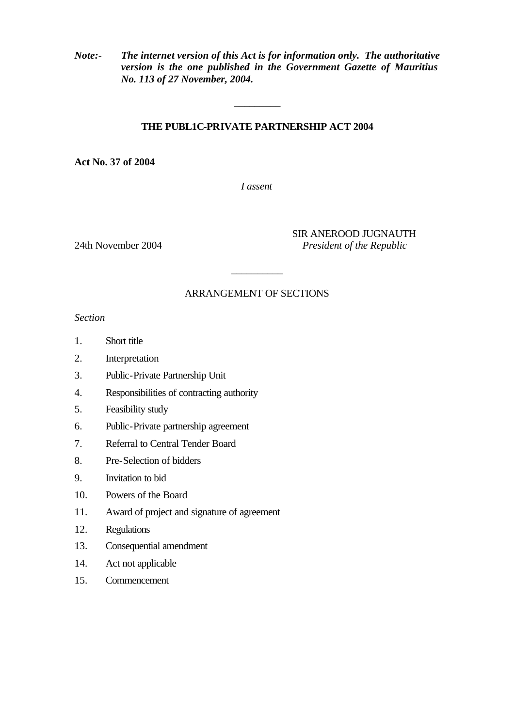*Note:- The internet version of this Act is for information only. The authoritative version is the one published in the Government Gazette of Mauritius No. 113 of 27 November, 2004.*

---

# THE PUBL1C-PRIVATE PARTNERSHIP ACT 2004

**Act No. 37 of 2004**

*I assent*

SIR ANEROOD JUGNAUTH

24th November 2004 *President of the Republic*

---

ARRANGEMENT OF SECTIONS

*Section*

1. Short title
2. Interpretation
3. Public-Private Partnership Unit
4. Responsibilities of contracting authority
5. Feasibility study
6. Public-Private partnership agreement
7. Referral to Central Tender Board
8. Pre-Selection of bidders
9. Invitation to bid
10. Powers of the Board
11. Award of project and signature of agreement
12. Regulations
13. Consequential amendment
14. Act not applicable
15. Commencement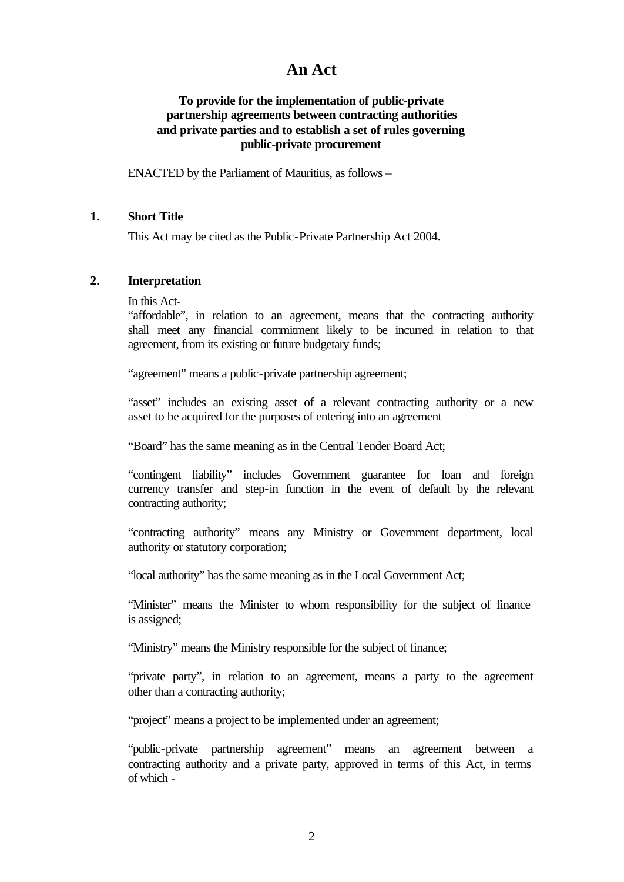# An Act

**To provide for the implementation of public-private partnership agreements between contracting authorities and private parties and to establish a set of rules governing public-private procurement**

ENACTED by the Parliament of Mauritius, as follows –

## 1. Short Title

This Act may be cited as the Public-Private Partnership Act 2004.

## 2. Interpretation

In this Act-

"affordable", in relation to an agreement, means that the contracting authority shall meet any financial commitment likely to be incurred in relation to that agreement, from its existing or future budgetary funds;

"agreement" means a public-private partnership agreement;

"asset" includes an existing asset of a relevant contracting authority or a new asset to be acquired for the purposes of entering into an agreement

"Board" has the same meaning as in the Central Tender Board Act;

"contingent liability" includes Government guarantee for loan and foreign currency transfer and step-in function in the event of default by the relevant contracting authority;

"contracting authority" means any Ministry or Government department, local authority or statutory corporation;

"local authority" has the same meaning as in the Local Government Act;

"Minister" means the Minister to whom responsibility for the subject of finance is assigned;

"Ministry" means the Ministry responsible for the subject of finance;

"private party", in relation to an agreement, means a party to the agreement other than a contracting authority;

"project" means a project to be implemented under an agreement;

"public-private partnership agreement" means an agreement between a contracting authority and a private party, approved in terms of this Act, in terms of which -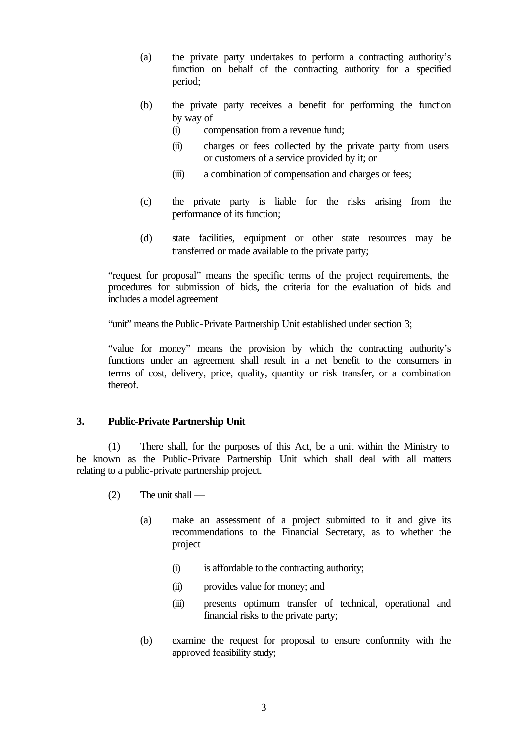(a) the private party undertakes to perform a contracting authority's function on behalf of the contracting authority for a specified period;

(b) the private party receives a benefit for performing the function by way of
   - (i) compensation from a revenue fund;
   - (ii) charges or fees collected by the private party from users or customers of a service provided by it; or
   - (iii) a combination of compensation and charges or fees;

(c) the private party is liable for the risks arising from the performance of its function;

(d) state facilities, equipment or other state resources may be transferred or made available to the private party;

"request for proposal" means the specific terms of the project requirements, the procedures for submission of bids, the criteria for the evaluation of bids and includes a model agreement

"unit" means the Public-Private Partnership Unit established under section 3;

"value for money" means the provision by which the contracting authority's functions under an agreement shall result in a net benefit to the consumers in terms of cost, delivery, price, quality, quantity or risk transfer, or a combination thereof.

## 3. Public-Private Partnership Unit

(1) There shall, for the purposes of this Act, be a unit within the Ministry to be known as the Public-Private Partnership Unit which shall deal with all matters relating to a public-private partnership project.

(2) The unit shall —

(a) make an assessment of a project submitted to it and give its recommendations to the Financial Secretary, as to whether the project

   - (i) is affordable to the contracting authority;
   - (ii) provides value for money; and
   - (iii) presents optimum transfer of technical, operational and financial risks to the private party;

(b) examine the request for proposal to ensure conformity with the approved feasibility study;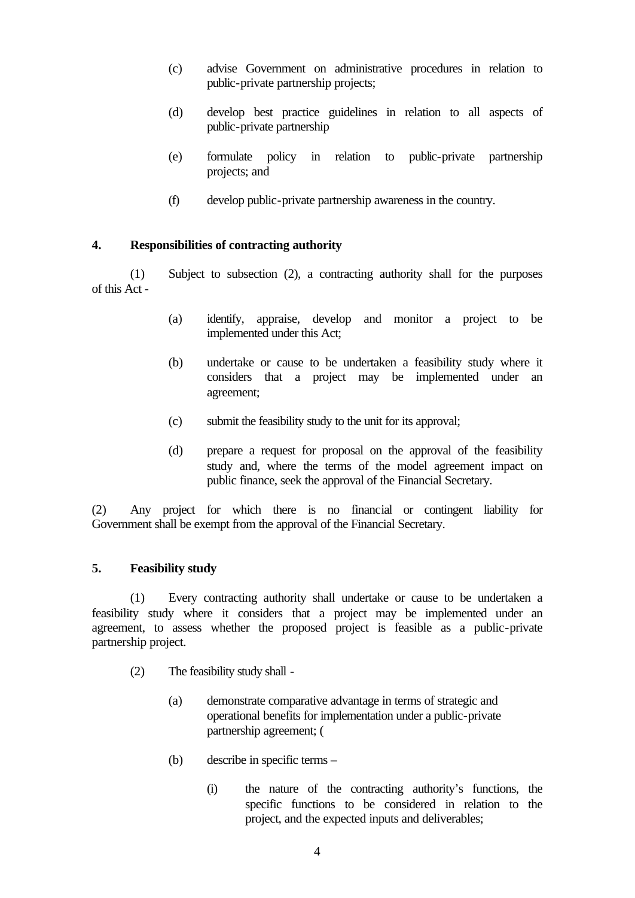(c) advise Government on administrative procedures in relation to public-private partnership projects;

(d) develop best practice guidelines in relation to all aspects of public-private partnership

(e) formulate policy in relation to public-private partnership projects; and

(f) develop public-private partnership awareness in the country.

**4. Responsibilities of contracting authority**

(1) Subject to subsection (2), a contracting authority shall for the purposes of this Act -

(a) identify, appraise, develop and monitor a project to be implemented under this Act;

(b) undertake or cause to be undertaken a feasibility study where it considers that a project may be implemented under an agreement;

(c) submit the feasibility study to the unit for its approval;

(d) prepare a request for proposal on the approval of the feasibility study and, where the terms of the model agreement impact on public finance, seek the approval of the Financial Secretary.

(2) Any project for which there is no financial or contingent liability for Government shall be exempt from the approval of the Financial Secretary.

**5. Feasibility study**

(1) Every contracting authority shall undertake or cause to be undertaken a feasibility study where it considers that a project may be implemented under an agreement, to assess whether the proposed project is feasible as a public-private partnership project.

(2) The feasibility study shall -

(a) demonstrate comparative advantage in terms of strategic and operational benefits for implementation under a public-private partnership agreement; (

(b) describe in specific terms –

(i) the nature of the contracting authority's functions, the specific functions to be considered in relation to the project, and the expected inputs and deliverables;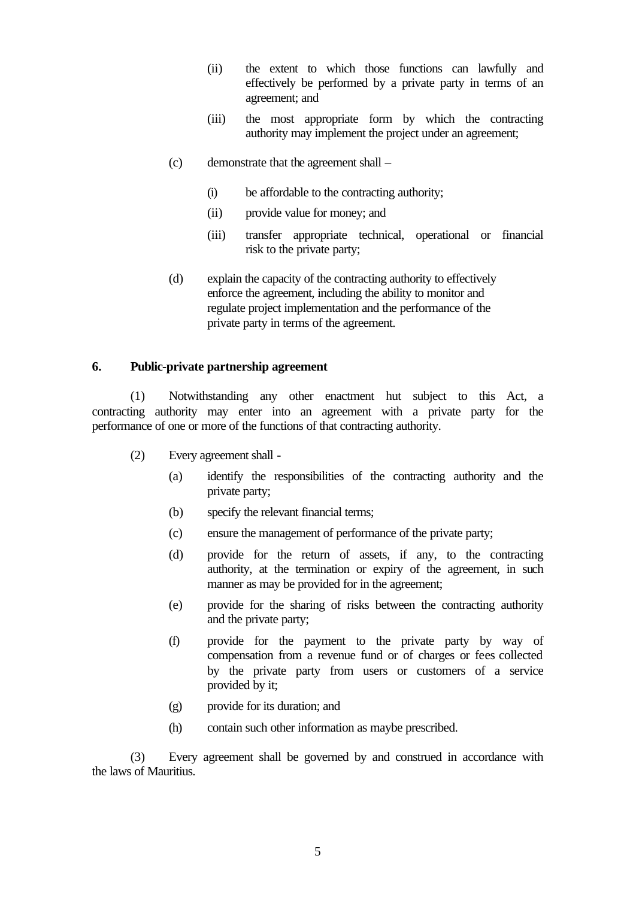(ii) the extent to which those functions can lawfully and effectively be performed by a private party in terms of an agreement; and

(iii) the most appropriate form by which the contracting authority may implement the project under an agreement;

(c) demonstrate that the agreement shall –

(i) be affordable to the contracting authority;

(ii) provide value for money; and

(iii) transfer appropriate technical, operational or financial risk to the private party;

(d) explain the capacity of the contracting authority to effectively enforce the agreement, including the ability to monitor and regulate project implementation and the performance of the private party in terms of the agreement.

**6. Public-private partnership agreement**

(1) Notwithstanding any other enactment hut subject to this Act, a contracting authority may enter into an agreement with a private party for the performance of one or more of the functions of that contracting authority.

(2) Every agreement shall -

(a) identify the responsibilities of the contracting authority and the private party;

(b) specify the relevant financial terms;

(c) ensure the management of performance of the private party;

(d) provide for the return of assets, if any, to the contracting authority, at the termination or expiry of the agreement, in such manner as may be provided for in the agreement;

(e) provide for the sharing of risks between the contracting authority and the private party;

(f) provide for the payment to the private party by way of compensation from a revenue fund or of charges or fees collected by the private party from users or customers of a service provided by it;

(g) provide for its duration; and

(h) contain such other information as maybe prescribed.

(3) Every agreement shall be governed by and construed in accordance with the laws of Mauritius.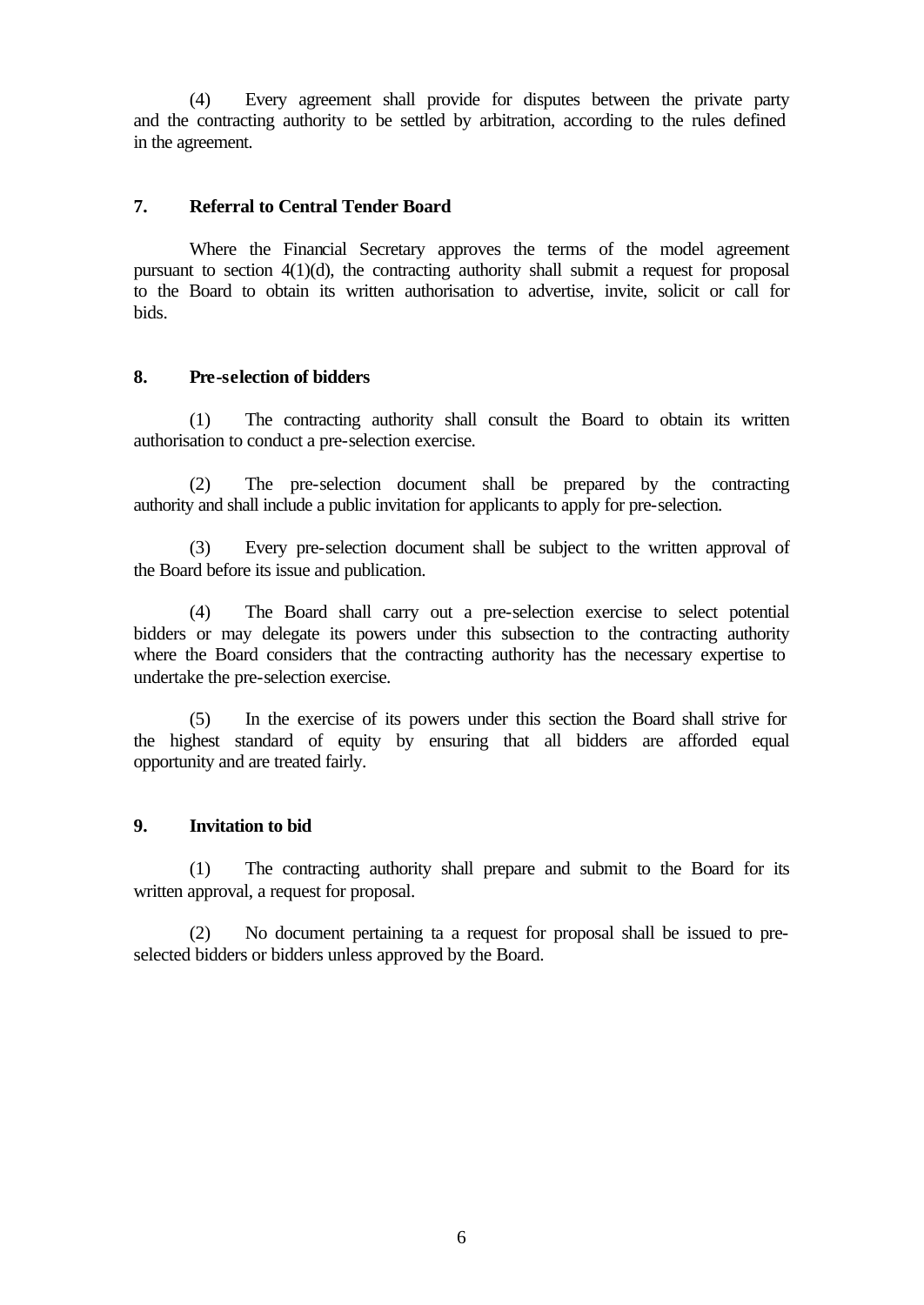(4) Every agreement shall provide for disputes between the private party and the contracting authority to be settled by arbitration, according to the rules defined in the agreement.

### 7. Referral to Central Tender Board

Where the Financial Secretary approves the terms of the model agreement pursuant to section 4(1)(d), the contracting authority shall submit a request for proposal to the Board to obtain its written authorisation to advertise, invite, solicit or call for bids.

### 8. Pre-selection of bidders

(1) The contracting authority shall consult the Board to obtain its written authorisation to conduct a pre-selection exercise.

(2) The pre-selection document shall be prepared by the contracting authority and shall include a public invitation for applicants to apply for pre-selection.

(3) Every pre-selection document shall be subject to the written approval of the Board before its issue and publication.

(4) The Board shall carry out a pre-selection exercise to select potential bidders or may delegate its powers under this subsection to the contracting authority where the Board considers that the contracting authority has the necessary expertise to undertake the pre-selection exercise.

(5) In the exercise of its powers under this section the Board shall strive for the highest standard of equity by ensuring that all bidders are afforded equal opportunity and are treated fairly.

### 9. Invitation to bid

(1) The contracting authority shall prepare and submit to the Board for its written approval, a request for proposal.

(2) No document pertaining ta a request for proposal shall be issued to pre-selected bidders or bidders unless approved by the Board.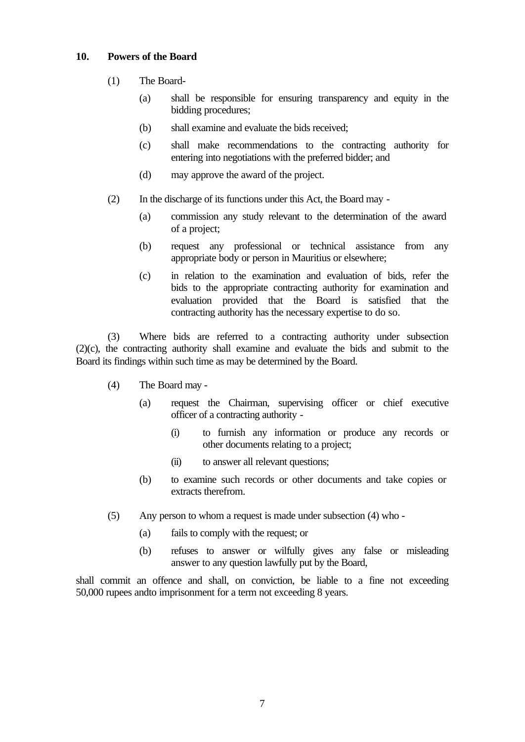## 10. Powers of the Board

(1) The Board-

(a) shall be responsible for ensuring transparency and equity in the bidding procedures;

(b) shall examine and evaluate the bids received;

(c) shall make recommendations to the contracting authority for entering into negotiations with the preferred bidder; and

(d) may approve the award of the project.

(2) In the discharge of its functions under this Act, the Board may -

(a) commission any study relevant to the determination of the award of a project;

(b) request any professional or technical assistance from any appropriate body or person in Mauritius or elsewhere;

(c) in relation to the examination and evaluation of bids, refer the bids to the appropriate contracting authority for examination and evaluation provided that the Board is satisfied that the contracting authority has the necessary expertise to do so.

(3) Where bids are referred to a contracting authority under subsection (2)(c), the contracting authority shall examine and evaluate the bids and submit to the Board its findings within such time as may be determined by the Board.

(4) The Board may -

(a) request the Chairman, supervising officer or chief executive officer of a contracting authority -

(i) to furnish any information or produce any records or other documents relating to a project;

(ii) to answer all relevant questions;

(b) to examine such records or other documents and take copies or extracts therefrom.

(5) Any person to whom a request is made under subsection (4) who -

(a) fails to comply with the request; or

(b) refuses to answer or wilfully gives any false or misleading answer to any question lawfully put by the Board,

shall commit an offence and shall, on conviction, be liable to a fine not exceeding 50,000 rupees andto imprisonment for a term not exceeding 8 years.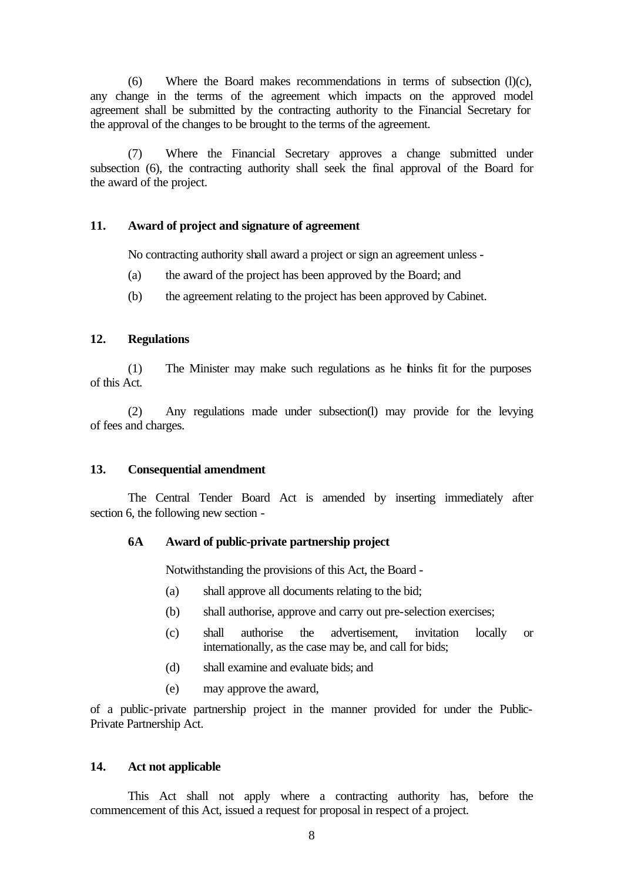(6) Where the Board makes recommendations in terms of subsection (l)(c), any change in the terms of the agreement which impacts on the approved model agreement shall be submitted by the contracting authority to the Financial Secretary for the approval of the changes to be brought to the terms of the agreement.

(7) Where the Financial Secretary approves a change submitted under subsection (6), the contracting authority shall seek the final approval of the Board for the award of the project.

### 11. Award of project and signature of agreement

No contracting authority shall award a project or sign an agreement unless -

(a) the award of the project has been approved by the Board; and

(b) the agreement relating to the project has been approved by Cabinet.

### 12. Regulations

(1) The Minister may make such regulations as he thinks fit for the purposes of this Act.

(2) Any regulations made under subsection(l) may provide for the levying of fees and charges.

### 13. Consequential amendment

The Central Tender Board Act is amended by inserting immediately after section 6, the following new section -

**6A Award of public-private partnership project**

Notwithstanding the provisions of this Act, the Board -

(a) shall approve all documents relating to the bid;

(b) shall authorise, approve and carry out pre-selection exercises;

(c) shall authorise the advertisement, invitation locally or internationally, as the case may be, and call for bids;

(d) shall examine and evaluate bids; and

(e) may approve the award,

of a public-private partnership project in the manner provided for under the Public-Private Partnership Act.

### 14. Act not applicable

This Act shall not apply where a contracting authority has, before the commencement of this Act, issued a request for proposal in respect of a project.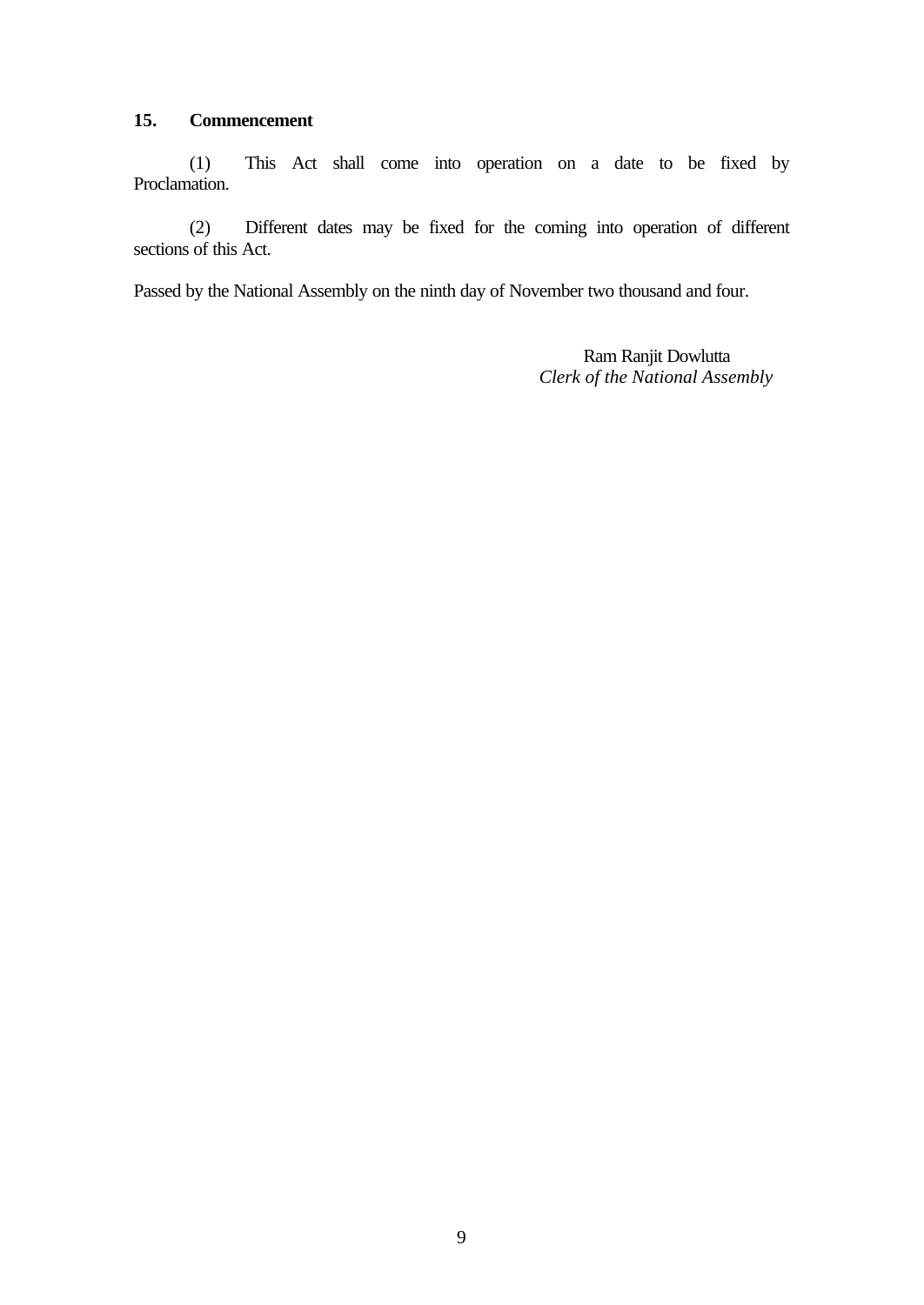**15. Commencement**

(1) This Act shall come into operation on a date to be fixed by Proclamation.

(2) Different dates may be fixed for the coming into operation of different sections of this Act.

Passed by the National Assembly on the ninth day of November two thousand and four.

Ram Ranjit Dowlutta
*Clerk of the National Assembly*